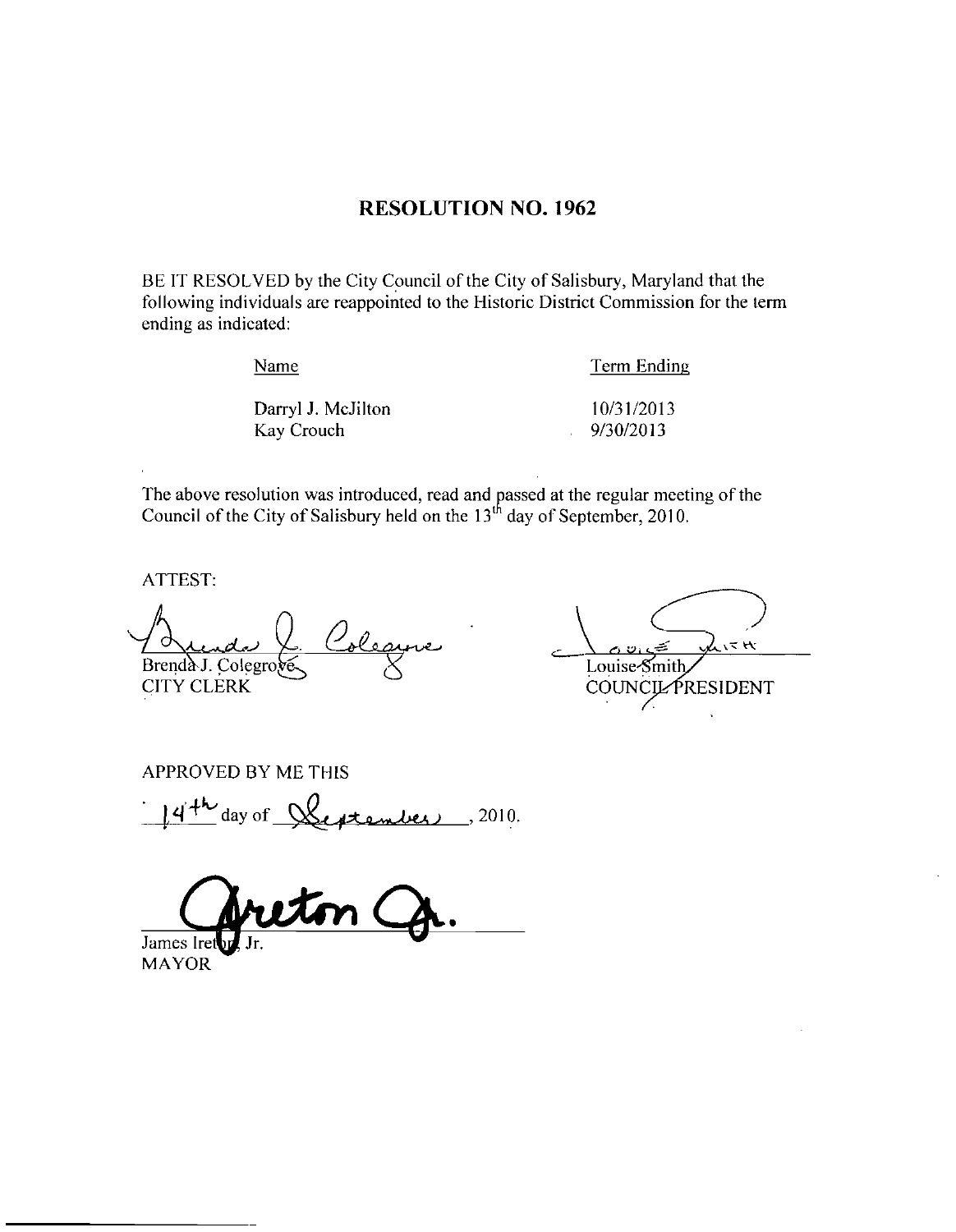# RESOLUTION NO. 1962

BE IT RESOLVED by the City Council of the City of Salisbury, Maryland that the following individuals are reappointed to the Historic District Commission for the term ending as indicated:

| Name | Term Ending |
|---|---|
| Darryl J. McJilton | 10/31/2013 |
| Kay Crouch | 9/30/2013 |

The above resolution was introduced, read and passed at the regular meeting of the Council of the City of Salisbury held on the 13th day of September, 2010.

ATTEST:

Brenda J. Colegrove
CITY CLERK

Louise Smith
COUNCIL PRESIDENT

APPROVED BY ME THIS

14th day of September, 2010.

James Ireton, Jr.
MAYOR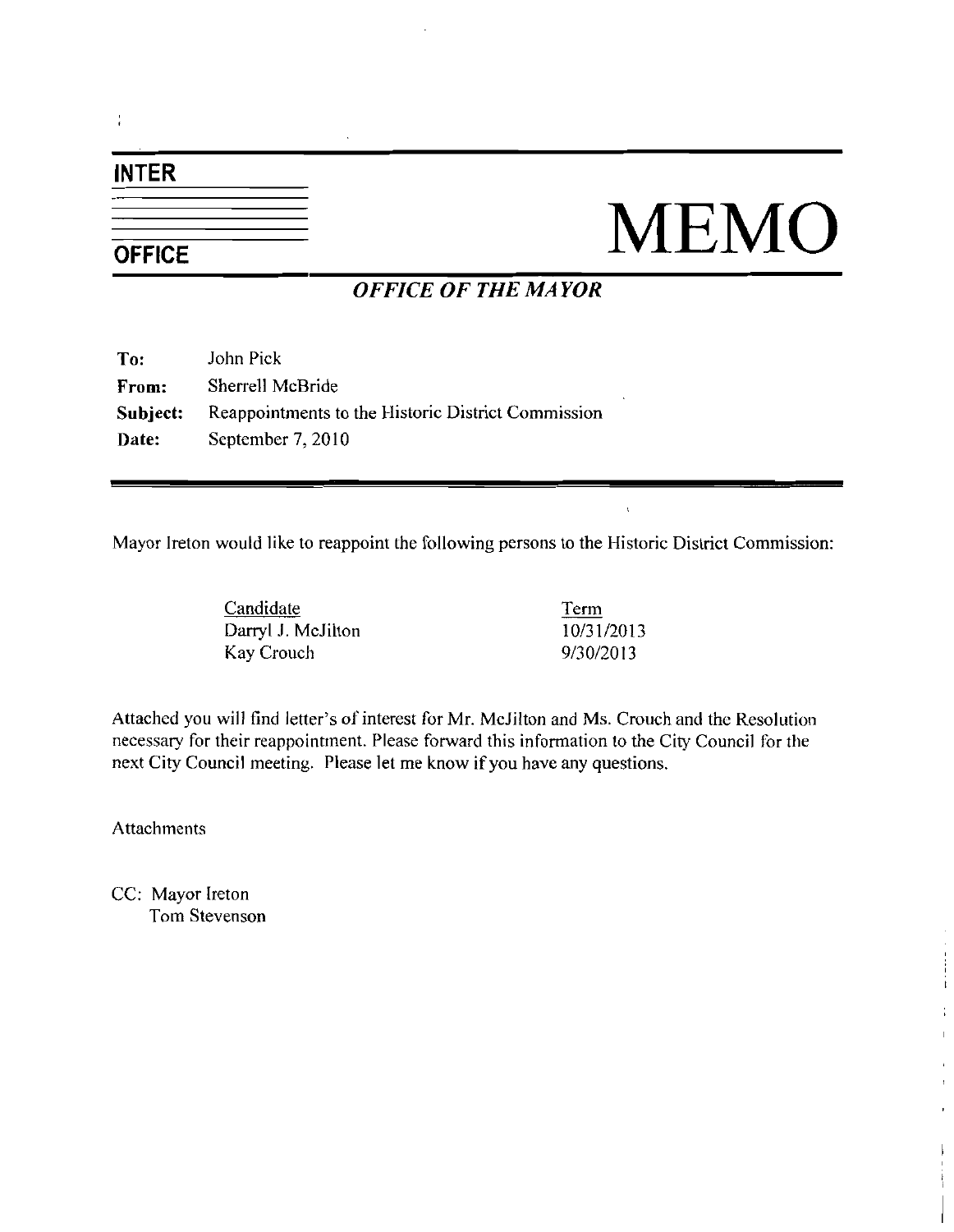**INTER**

**OFFICE**

# MEMO

***OFFICE OF THE MAYOR***

| | |
|---|---|
| **To:** | John Pick |
| **From:** | Sherrell McBride |
| **Subject:** | Reappointments to the Historic District Commission |
| **Date:** | September 7, 2010 |

Mayor Ireton would like to reappoint the following persons to the Historic District Commission:

| Candidate | Term |
|---|---|
| Darryl J. McJilton | 10/31/2013 |
| Kay Crouch | 9/30/2013 |

Attached you will find letter's of interest for Mr. McJilton and Ms. Crouch and the Resolution necessary for their reappointment. Please forward this information to the City Council for the next City Council meeting. Please let me know if you have any questions.

Attachments

CC: Mayor Ireton
Tom Stevenson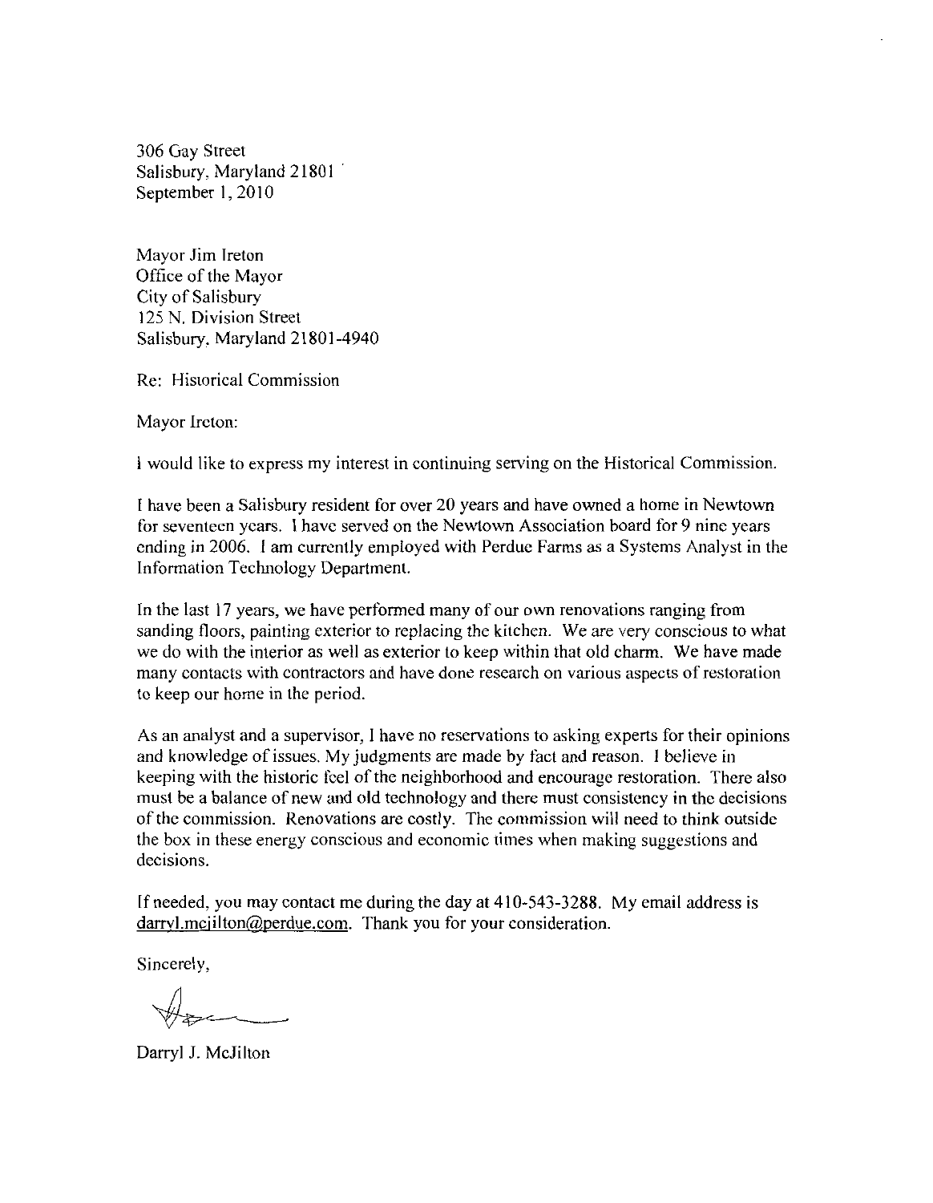306 Gay Street
Salisbury, Maryland 21801
September 1, 2010

Mayor Jim Ireton
Office of the Mayor
City of Salisbury
125 N. Division Street
Salisbury, Maryland 21801-4940

Re: Historical Commission

Mayor Ireton:

I would like to express my interest in continuing serving on the Historical Commission.

I have been a Salisbury resident for over 20 years and have owned a home in Newtown for seventeen years. I have served on the Newtown Association board for 9 nine years ending in 2006. I am currently employed with Perdue Farms as a Systems Analyst in the Information Technology Department.

In the last 17 years, we have performed many of our own renovations ranging from sanding floors, painting exterior to replacing the kitchen. We are very conscious to what we do with the interior as well as exterior to keep within that old charm. We have made many contacts with contractors and have done research on various aspects of restoration to keep our home in the period.

As an analyst and a supervisor, I have no reservations to asking experts for their opinions and knowledge of issues. My judgments are made by fact and reason. I believe in keeping with the historic feel of the neighborhood and encourage restoration. There also must be a balance of new and old technology and there must consistency in the decisions of the commission. Renovations are costly. The commission will need to think outside the box in these energy conscious and economic times when making suggestions and decisions.

If needed, you may contact me during the day at 410-543-3288. My email address is darryl.mcjilton@perdue.com. Thank you for your consideration.

Sincerely,

Darryl J. McJilton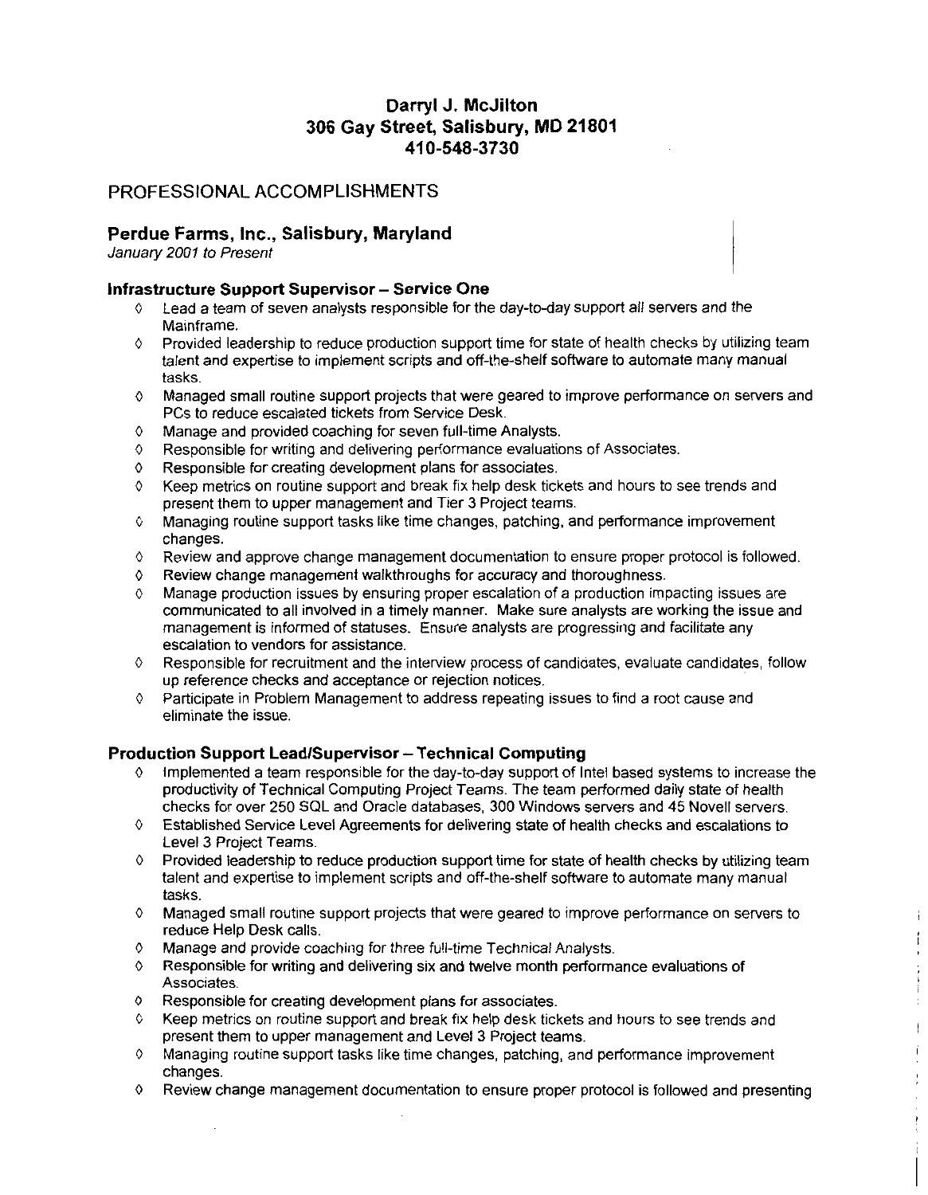# Darryl J. McJilton
# 306 Gay Street, Salisbury, MD 21801
# 410-548-3730

## PROFESSIONAL ACCOMPLISHMENTS

### Perdue Farms, Inc., Salisbury, Maryland

*January 2001 to Present*

#### Infrastructure Support Supervisor – Service One

- Lead a team of seven analysts responsible for the day-to-day support all servers and the Mainframe.
- Provided leadership to reduce production support time for state of health checks by utilizing team talent and expertise to implement scripts and off-the-shelf software to automate many manual tasks.
- Managed small routine support projects that were geared to improve performance on servers and PCs to reduce escalated tickets from Service Desk.
- Manage and provided coaching for seven full-time Analysts.
- Responsible for writing and delivering performance evaluations of Associates.
- Responsible for creating development plans for associates.
- Keep metrics on routine support and break fix help desk tickets and hours to see trends and present them to upper management and Tier 3 Project teams.
- Managing routine support tasks like time changes, patching, and performance improvement changes.
- Review and approve change management documentation to ensure proper protocol is followed.
- Review change management walkthroughs for accuracy and thoroughness.
- Manage production issues by ensuring proper escalation of a production impacting issues are communicated to all involved in a timely manner. Make sure analysts are working the issue and management is informed of statuses. Ensure analysts are progressing and facilitate any escalation to vendors for assistance.
- Responsible for recruitment and the interview process of candidates, evaluate candidates, follow up reference checks and acceptance or rejection notices.
- Participate in Problem Management to address repeating issues to find a root cause and eliminate the issue.

#### Production Support Lead/Supervisor – Technical Computing

- Implemented a team responsible for the day-to-day support of Intel based systems to increase the productivity of Technical Computing Project Teams. The team performed daily state of health checks for over 250 SQL and Oracle databases, 300 Windows servers and 45 Novell servers.
- Established Service Level Agreements for delivering state of health checks and escalations to Level 3 Project Teams.
- Provided leadership to reduce production support time for state of health checks by utilizing team talent and expertise to implement scripts and off-the-shelf software to automate many manual tasks.
- Managed small routine support projects that were geared to improve performance on servers to reduce Help Desk calls.
- Manage and provide coaching for three full-time Technical Analysts.
- Responsible for writing and delivering six and twelve month performance evaluations of Associates.
- Responsible for creating development plans for associates.
- Keep metrics on routine support and break fix help desk tickets and hours to see trends and present them to upper management and Level 3 Project teams.
- Managing routine support tasks like time changes, patching, and performance improvement changes.
- Review change management documentation to ensure proper protocol is followed and presenting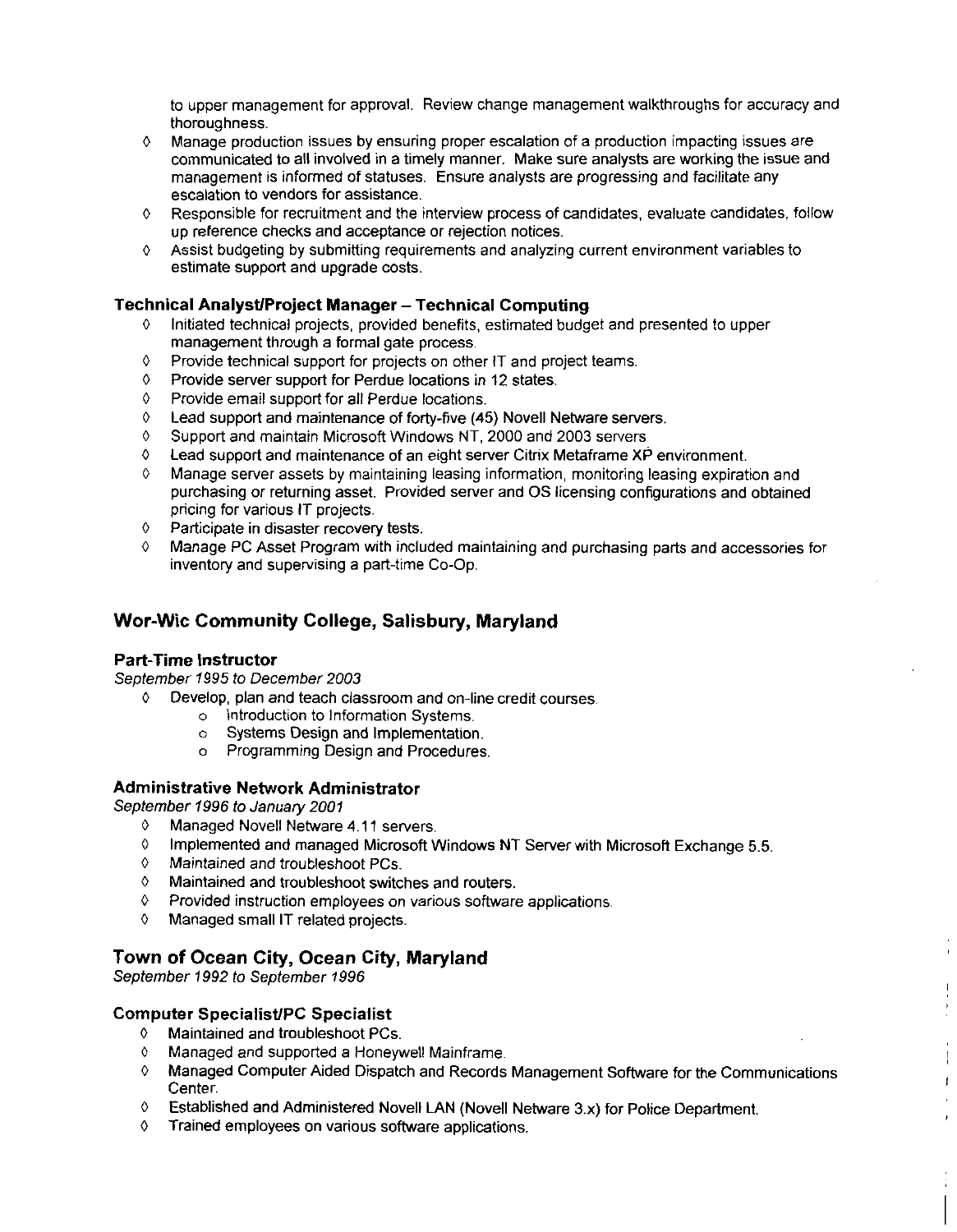to upper management for approval. Review change management walkthroughs for accuracy and thoroughness.

- ◊ Manage production issues by ensuring proper escalation of a production impacting issues are communicated to all involved in a timely manner. Make sure analysts are working the issue and management is informed of statuses. Ensure analysts are progressing and facilitate any escalation to vendors for assistance.
- ◊ Responsible for recruitment and the interview process of candidates, evaluate candidates, follow up reference checks and acceptance or rejection notices.
- ◊ Assist budgeting by submitting requirements and analyzing current environment variables to estimate support and upgrade costs.

### Technical Analyst/Project Manager – Technical Computing

- ◊ Initiated technical projects, provided benefits, estimated budget and presented to upper management through a formal gate process.
- ◊ Provide technical support for projects on other IT and project teams.
- ◊ Provide server support for Perdue locations in 12 states.
- ◊ Provide email support for all Perdue locations.
- ◊ Lead support and maintenance of forty-five (45) Novell Netware servers.
- ◊ Support and maintain Microsoft Windows NT, 2000 and 2003 servers
- ◊ Lead support and maintenance of an eight server Citrix Metaframe XP environment.
- ◊ Manage server assets by maintaining leasing information, monitoring leasing expiration and purchasing or returning asset. Provided server and OS licensing configurations and obtained pricing for various IT projects.
- ◊ Participate in disaster recovery tests.
- ◊ Manage PC Asset Program with included maintaining and purchasing parts and accessories for inventory and supervising a part-time Co-Op.

## Wor-Wic Community College, Salisbury, Maryland

### Part-Time Instructor

*September 1995 to December 2003*

- ◊ Develop, plan and teach classroom and on-line credit courses.
  - o Introduction to Information Systems.
  - o Systems Design and Implementation.
  - o Programming Design and Procedures.

### Administrative Network Administrator

*September 1996 to January 2001*

- ◊ Managed Novell Netware 4.11 servers.
- ◊ Implemented and managed Microsoft Windows NT Server with Microsoft Exchange 5.5.
- ◊ Maintained and troubleshoot PCs.
- ◊ Maintained and troubleshoot switches and routers.
- ◊ Provided instruction employees on various software applications.
- ◊ Managed small IT related projects.

## Town of Ocean City, Ocean City, Maryland

*September 1992 to September 1996*

### Computer Specialist/PC Specialist

- ◊ Maintained and troubleshoot PCs.
- ◊ Managed and supported a Honeywell Mainframe.
- ◊ Managed Computer Aided Dispatch and Records Management Software for the Communications Center.
- ◊ Established and Administered Novell LAN (Novell Netware 3.x) for Police Department.
- ◊ Trained employees on various software applications.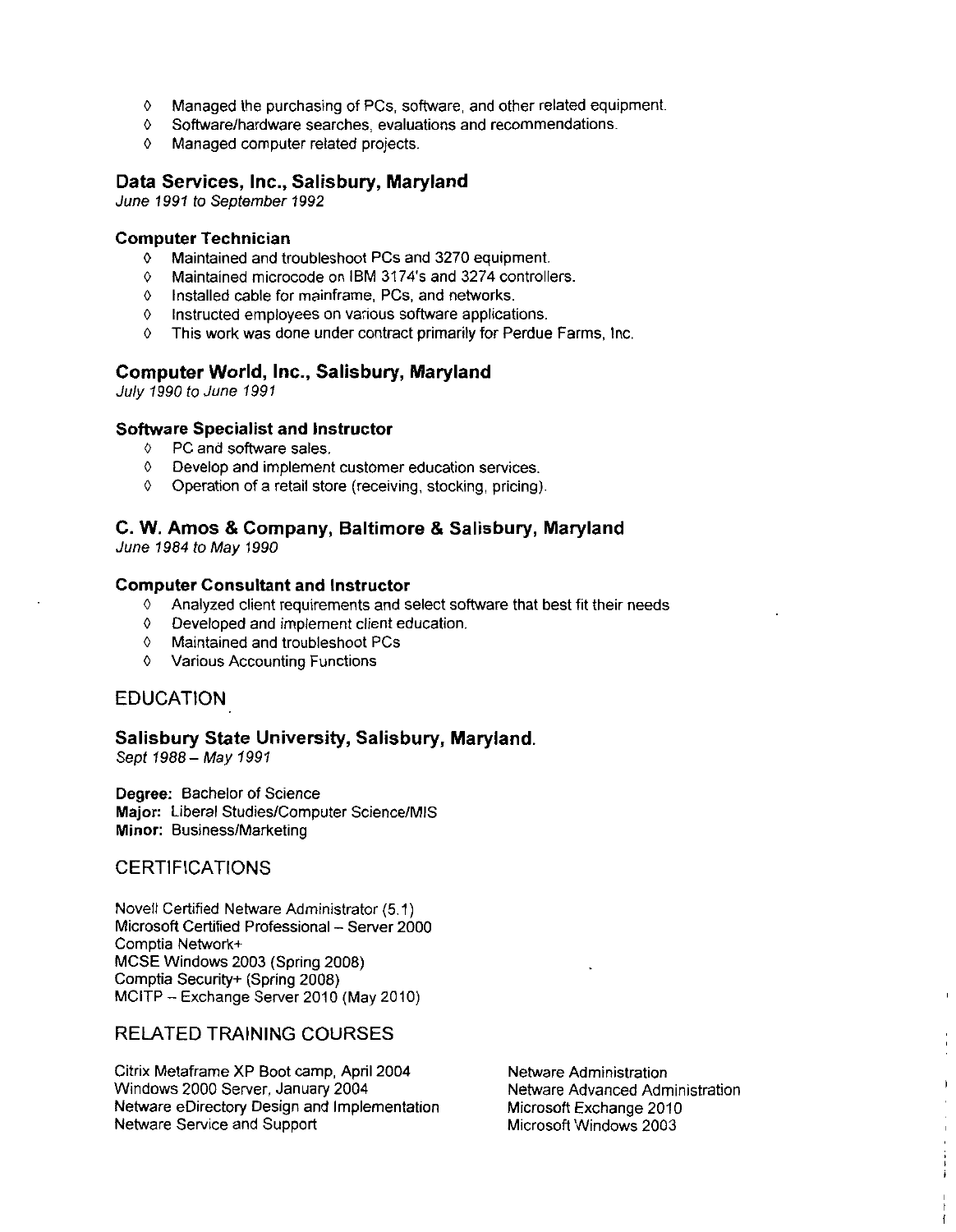- ◊ Managed the purchasing of PCs, software, and other related equipment.
- ◊ Software/hardware searches, evaluations and recommendations.
- ◊ Managed computer related projects.

### Data Services, Inc., Salisbury, Maryland

*June 1991 to September 1992*

#### Computer Technician

- ◊ Maintained and troubleshoot PCs and 3270 equipment.
- ◊ Maintained microcode on IBM 3174's and 3274 controllers.
- ◊ Installed cable for mainframe, PCs, and networks.
- ◊ Instructed employees on various software applications.
- ◊ This work was done under contract primarily for Perdue Farms, Inc.

### Computer World, Inc., Salisbury, Maryland

*July 1990 to June 1991*

#### Software Specialist and Instructor

- ◊ PC and software sales.
- ◊ Develop and implement customer education services.
- ◊ Operation of a retail store (receiving, stocking, pricing).

### C. W. Amos & Company, Baltimore & Salisbury, Maryland

*June 1984 to May 1990*

#### Computer Consultant and Instructor

- ◊ Analyzed client requirements and select software that best fit their needs
- ◊ Developed and implement client education.
- ◊ Maintained and troubleshoot PCs
- ◊ Various Accounting Functions

## EDUCATION

### Salisbury State University, Salisbury, Maryland.

*Sept 1988 – May 1991*

**Degree:** Bachelor of Science
**Major:** Liberal Studies/Computer Science/MIS
**Minor:** Business/Marketing

## CERTIFICATIONS

Novell Certified Netware Administrator (5.1)
Microsoft Certified Professional – Server 2000
Comptia Network+
MCSE Windows 2003 (Spring 2008)
Comptia Security+ (Spring 2008)
MCITP – Exchange Server 2010 (May 2010)

## RELATED TRAINING COURSES

Citrix Metaframe XP Boot camp, April 2004
Windows 2000 Server, January 2004
Netware eDirectory Design and Implementation
Netware Service and Support
Netware Administration
Netware Advanced Administration
Microsoft Exchange 2010
Microsoft Windows 2003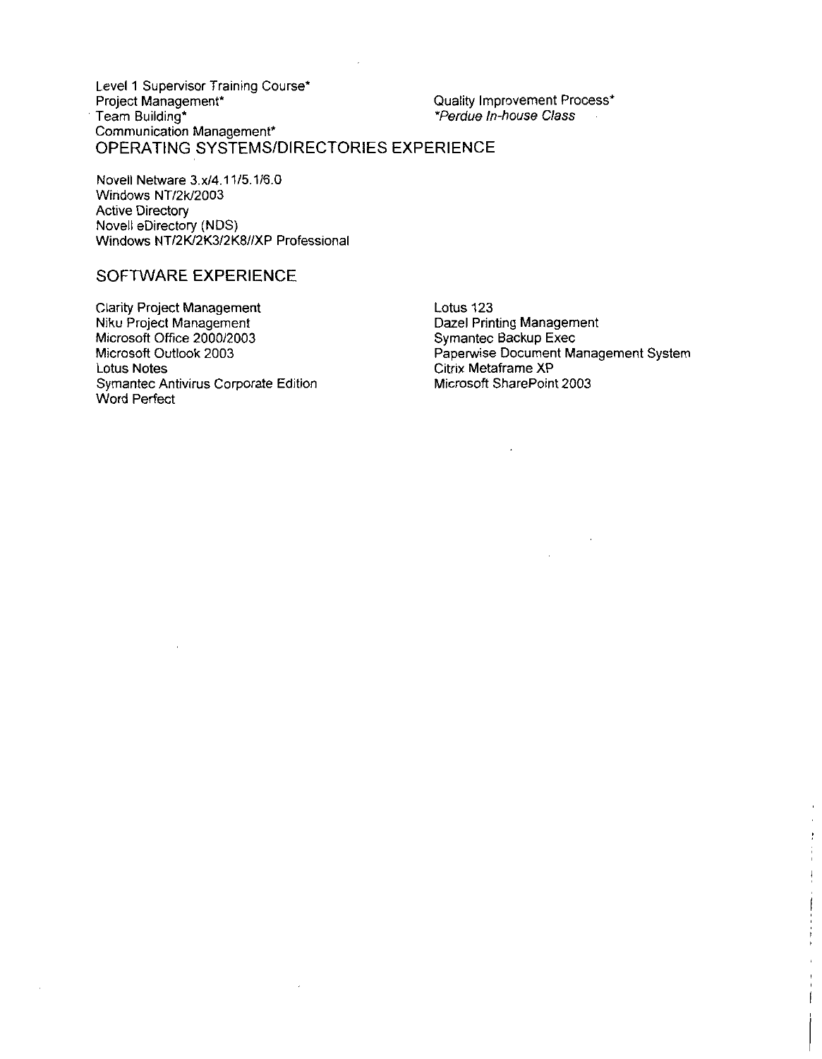Level 1 Supervisor Training Course*
Project Management*
Team Building*
Communication Management*
Quality Improvement Process*
*Perdue In-house Class*

## OPERATING SYSTEMS/DIRECTORIES EXPERIENCE

Novell Netware 3.x/4.11/5.1/6.0
Windows NT/2k/2003
Active Directory
Novell eDirectory (NDS)
Windows NT/2K/2K3/2K8//XP Professional

## SOFTWARE EXPERIENCE

Clarity Project Management
Niku Project Management
Microsoft Office 2000/2003
Microsoft Outlook 2003
Lotus Notes
Symantec Antivirus Corporate Edition
Word Perfect
Lotus 123
Dazel Printing Management
Symantec Backup Exec
Paperwise Document Management System
Citrix Metaframe XP
Microsoft SharePoint 2003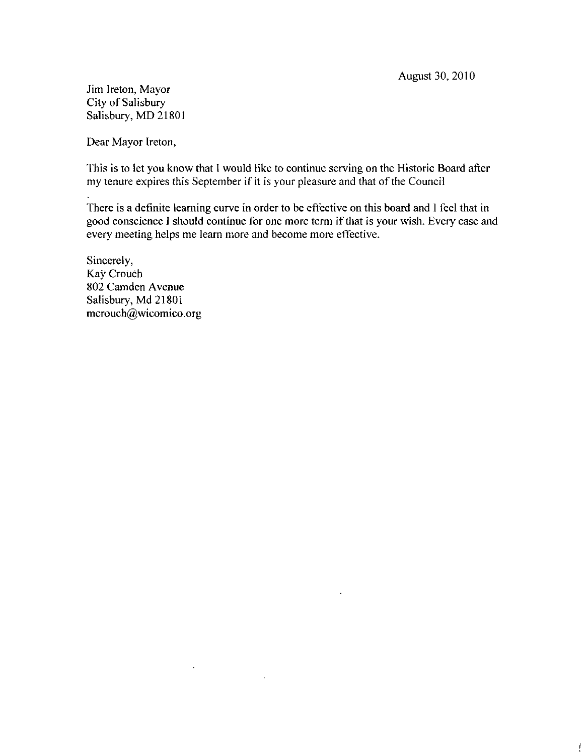August 30, 2010

Jim Ireton, Mayor
City of Salisbury
Salisbury, MD 21801

Dear Mayor Ireton,

This is to let you know that I would like to continue serving on the Historic Board after my tenure expires this September if it is your pleasure and that of the Council

There is a definite learning curve in order to be effective on this board and I feel that in good conscience I should continue for one more term if that is your wish. Every case and every meeting helps me learn more and become more effective.

Sincerely,
Kay Crouch
802 Camden Avenue
Salisbury, Md 21801
mcrouch@wicomico.org